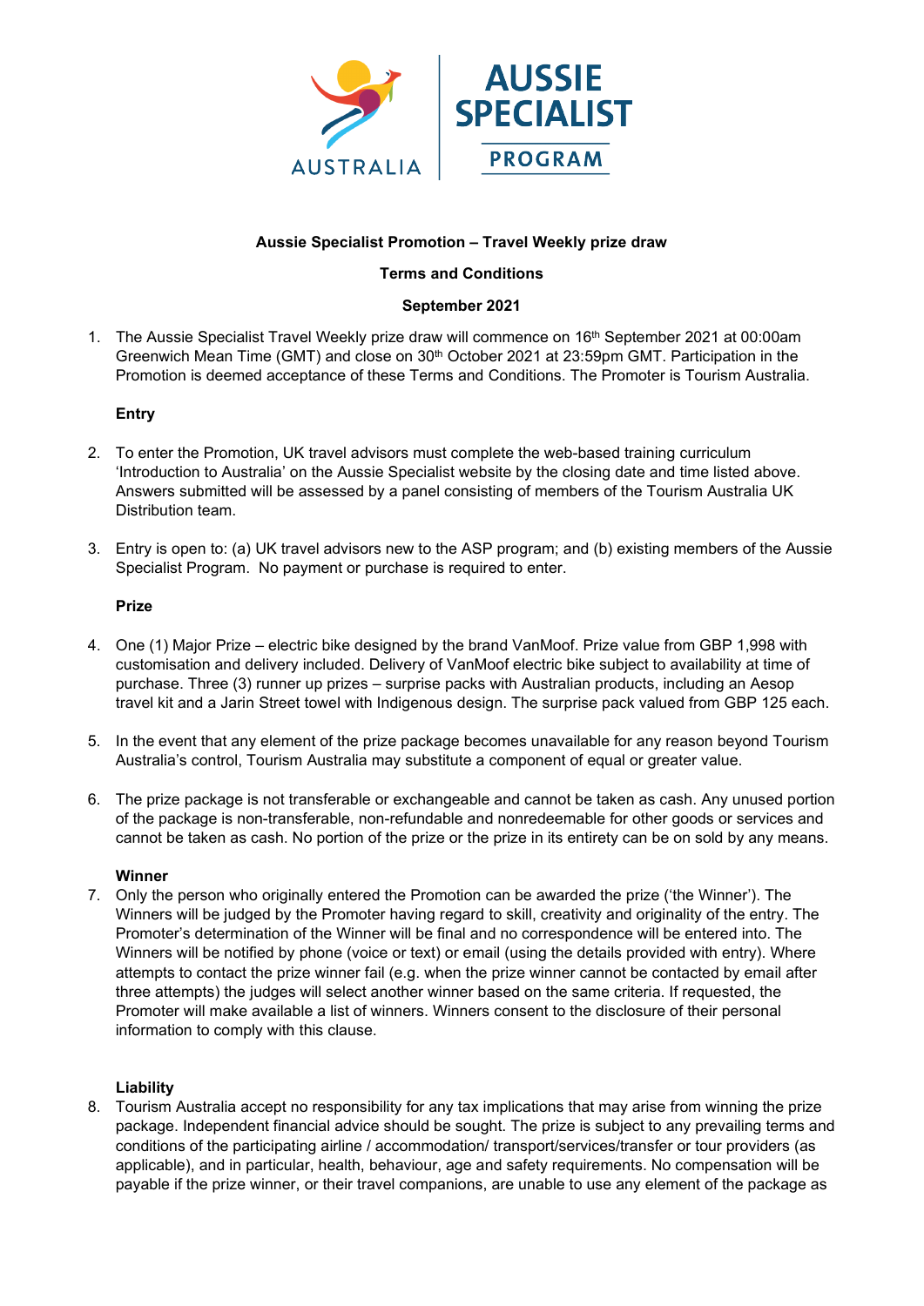**Aussie Specialist Promotion – Travel Weekly prize draw**

**Terms and Conditions**

**September 2021**

1. The Aussie Specialist Travel Weekly prize draw will commence on 16th September 2021 at 00:00am Greenwich Mean Time (GMT) and close on 30th October 2021 at 23:59pm GMT. Participation in the Promotion is deemed acceptance of these Terms and Conditions. The Promoter is Tourism Australia.

**Entry**

2. To enter the Promotion, UK travel advisors must complete the web-based training curriculum 'Introduction to Australia' on the Aussie Specialist website by the closing date and time listed above. Answers submitted will be assessed by a panel consisting of members of the Tourism Australia UK Distribution team.

3. Entry is open to: (a) UK travel advisors new to the ASP program; and (b) existing members of the Aussie Specialist Program. No payment or purchase is required to enter.

**Prize**

4. One (1) Major Prize – electric bike designed by the brand VanMoof. Prize value from GBP 1,998 with customisation and delivery included. Delivery of VanMoof electric bike subject to availability at time of purchase. Three (3) runner up prizes – surprise packs with Australian products, including an Aesop travel kit and a Jarin Street towel with Indigenous design. The surprise pack valued from GBP 125 each.

5. In the event that any element of the prize package becomes unavailable for any reason beyond Tourism Australia's control, Tourism Australia may substitute a component of equal or greater value.

6. The prize package is not transferable or exchangeable and cannot be taken as cash. Any unused portion of the package is non-transferable, non-refundable and nonredeemable for other goods or services and cannot be taken as cash. No portion of the prize or the prize in its entirety can be on sold by any means.

**Winner**

7. Only the person who originally entered the Promotion can be awarded the prize ('the Winner'). The Winners will be judged by the Promoter having regard to skill, creativity and originality of the entry. The Promoter's determination of the Winner will be final and no correspondence will be entered into. The Winners will be notified by phone (voice or text) or email (using the details provided with entry). Where attempts to contact the prize winner fail (e.g. when the prize winner cannot be contacted by email after three attempts) the judges will select another winner based on the same criteria. If requested, the Promoter will make available a list of winners. Winners consent to the disclosure of their personal information to comply with this clause.

**Liability**

8. Tourism Australia accept no responsibility for any tax implications that may arise from winning the prize package. Independent financial advice should be sought. The prize is subject to any prevailing terms and conditions of the participating airline / accommodation/ transport/services/transfer or tour providers (as applicable), and in particular, health, behaviour, age and safety requirements. No compensation will be payable if the prize winner, or their travel companions, are unable to use any element of the package as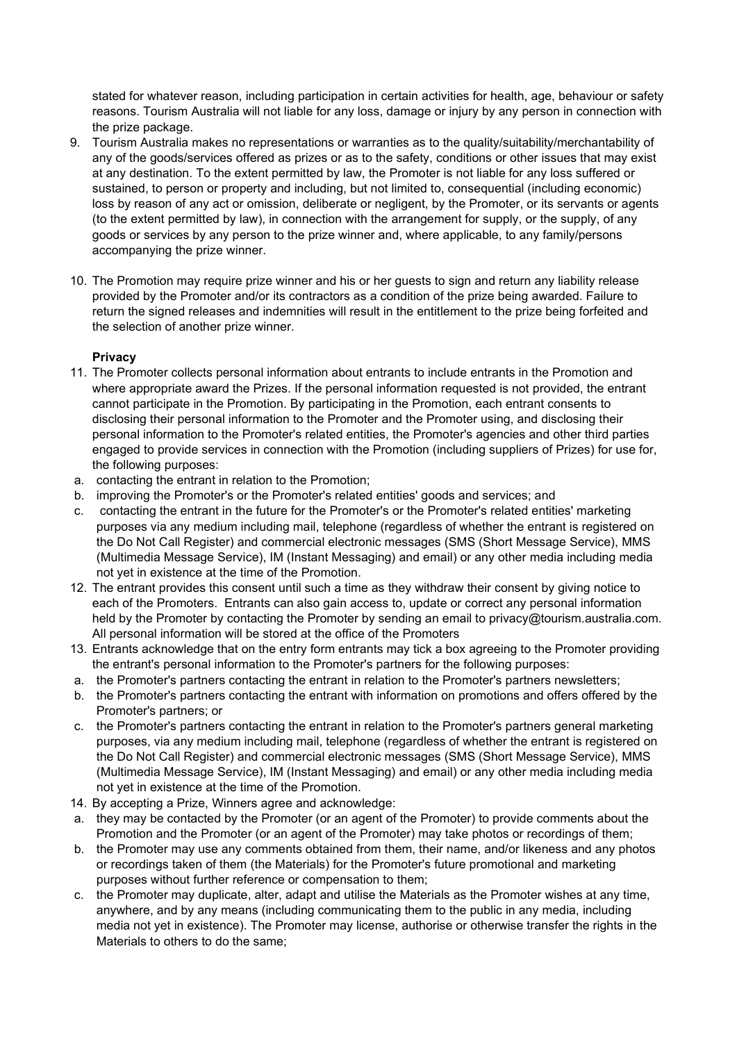stated for whatever reason, including participation in certain activities for health, age, behaviour or safety reasons. Tourism Australia will not liable for any loss, damage or injury by any person in connection with the prize package.

9. Tourism Australia makes no representations or warranties as to the quality/suitability/merchantability of any of the goods/services offered as prizes or as to the safety, conditions or other issues that may exist at any destination. To the extent permitted by law, the Promoter is not liable for any loss suffered or sustained, to person or property and including, but not limited to, consequential (including economic) loss by reason of any act or omission, deliberate or negligent, by the Promoter, or its servants or agents (to the extent permitted by law), in connection with the arrangement for supply, or the supply, of any goods or services by any person to the prize winner and, where applicable, to any family/persons accompanying the prize winner.

10. The Promotion may require prize winner and his or her guests to sign and return any liability release provided by the Promoter and/or its contractors as a condition of the prize being awarded. Failure to return the signed releases and indemnities will result in the entitlement to the prize being forfeited and the selection of another prize winner.

**Privacy**

11. The Promoter collects personal information about entrants to include entrants in the Promotion and where appropriate award the Prizes. If the personal information requested is not provided, the entrant cannot participate in the Promotion. By participating in the Promotion, each entrant consents to disclosing their personal information to the Promoter and the Promoter using, and disclosing their personal information to the Promoter's related entities, the Promoter's agencies and other third parties engaged to provide services in connection with the Promotion (including suppliers of Prizes) for use for, the following purposes:
    a. contacting the entrant in relation to the Promotion;
    b. improving the Promoter's or the Promoter's related entities' goods and services; and
    c. contacting the entrant in the future for the Promoter's or the Promoter's related entities' marketing purposes via any medium including mail, telephone (regardless of whether the entrant is registered on the Do Not Call Register) and commercial electronic messages (SMS (Short Message Service), MMS (Multimedia Message Service), IM (Instant Messaging) and email) or any other media including media not yet in existence at the time of the Promotion.
12. The entrant provides this consent until such a time as they withdraw their consent by giving notice to each of the Promoters. Entrants can also gain access to, update or correct any personal information held by the Promoter by contacting the Promoter by sending an email to privacy@tourism.australia.com. All personal information will be stored at the office of the Promoters
13. Entrants acknowledge that on the entry form entrants may tick a box agreeing to the Promoter providing the entrant's personal information to the Promoter's partners for the following purposes:
    a. the Promoter's partners contacting the entrant in relation to the Promoter's partners newsletters;
    b. the Promoter's partners contacting the entrant with information on promotions and offers offered by the Promoter's partners; or
    c. the Promoter's partners contacting the entrant in relation to the Promoter's partners general marketing purposes, via any medium including mail, telephone (regardless of whether the entrant is registered on the Do Not Call Register) and commercial electronic messages (SMS (Short Message Service), MMS (Multimedia Message Service), IM (Instant Messaging) and email) or any other media including media not yet in existence at the time of the Promotion.
14. By accepting a Prize, Winners agree and acknowledge:
    a. they may be contacted by the Promoter (or an agent of the Promoter) to provide comments about the Promotion and the Promoter (or an agent of the Promoter) may take photos or recordings of them;
    b. the Promoter may use any comments obtained from them, their name, and/or likeness and any photos or recordings taken of them (the Materials) for the Promoter's future promotional and marketing purposes without further reference or compensation to them;
    c. the Promoter may duplicate, alter, adapt and utilise the Materials as the Promoter wishes at any time, anywhere, and by any means (including communicating them to the public in any media, including media not yet in existence). The Promoter may license, authorise or otherwise transfer the rights in the Materials to others to do the same;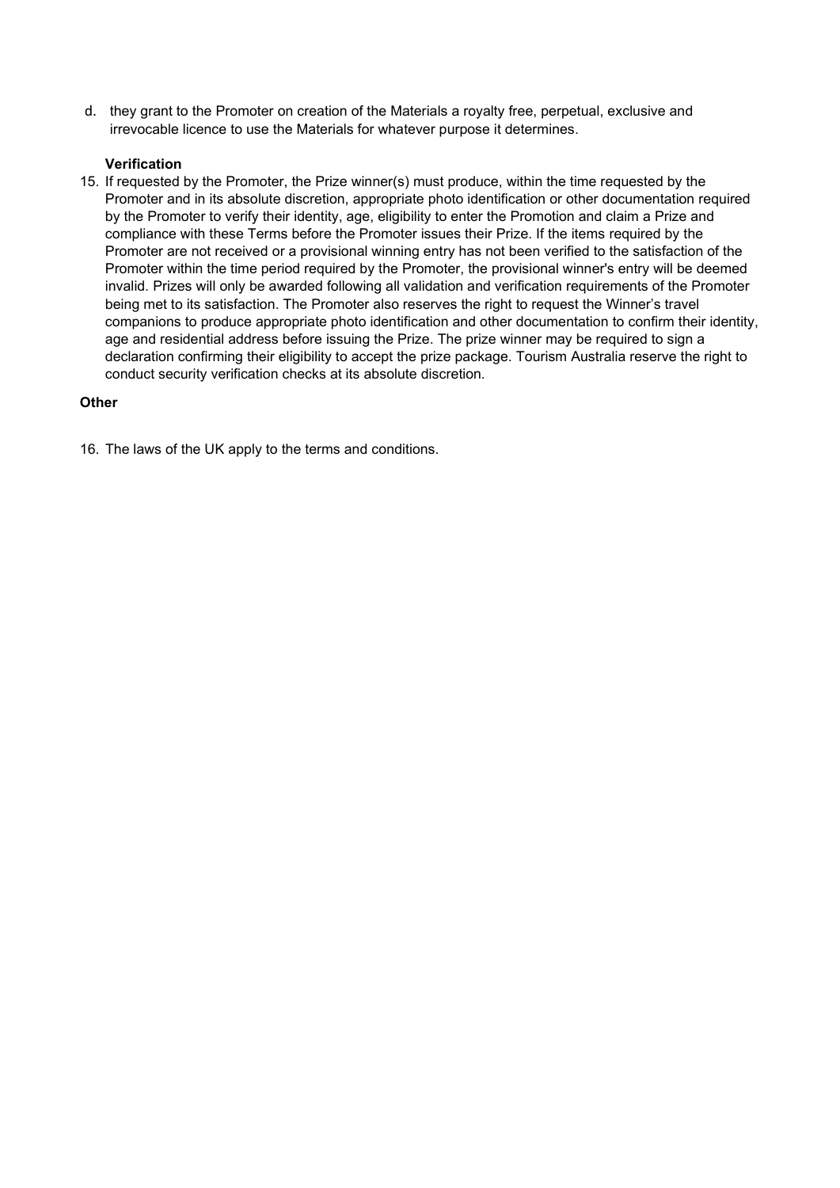d. they grant to the Promoter on creation of the Materials a royalty free, perpetual, exclusive and irrevocable licence to use the Materials for whatever purpose it determines.

**Verification**

15. If requested by the Promoter, the Prize winner(s) must produce, within the time requested by the Promoter and in its absolute discretion, appropriate photo identification or other documentation required by the Promoter to verify their identity, age, eligibility to enter the Promotion and claim a Prize and compliance with these Terms before the Promoter issues their Prize. If the items required by the Promoter are not received or a provisional winning entry has not been verified to the satisfaction of the Promoter within the time period required by the Promoter, the provisional winner's entry will be deemed invalid. Prizes will only be awarded following all validation and verification requirements of the Promoter being met to its satisfaction. The Promoter also reserves the right to request the Winner's travel companions to produce appropriate photo identification and other documentation to confirm their identity, age and residential address before issuing the Prize. The prize winner may be required to sign a declaration confirming their eligibility to accept the prize package. Tourism Australia reserve the right to conduct security verification checks at its absolute discretion.

**Other**

16. The laws of the UK apply to the terms and conditions.